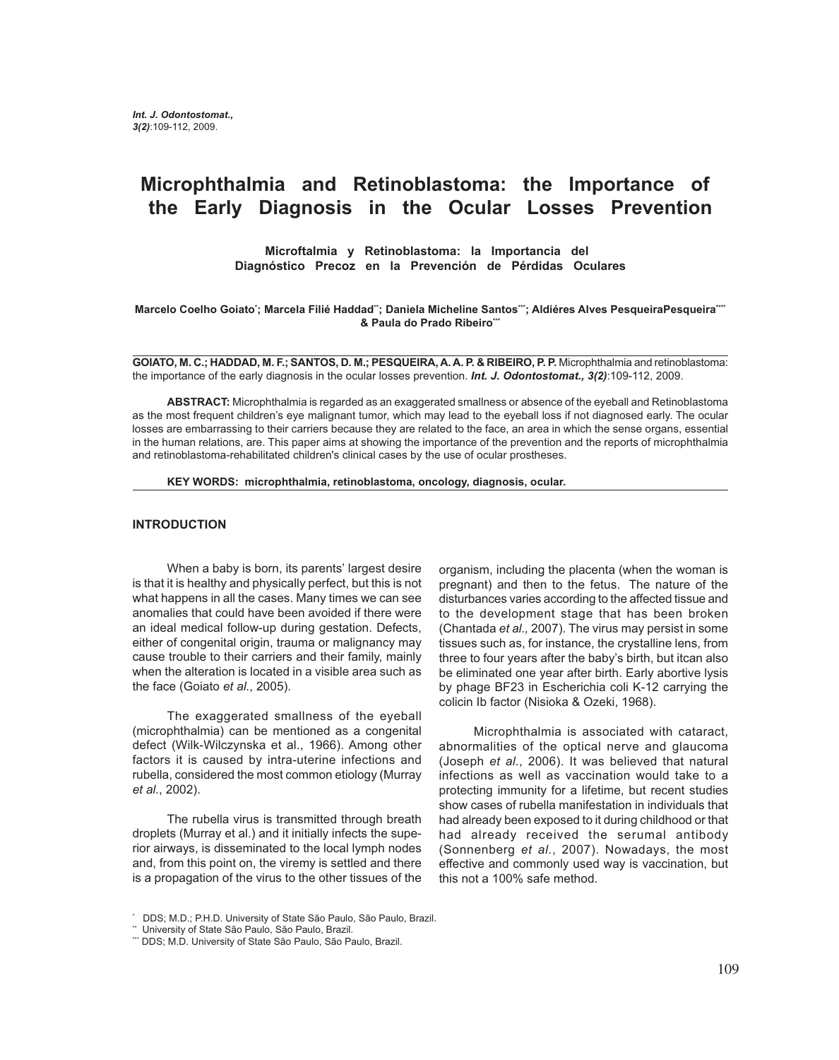# Microphthalmia and Retinoblastoma: the Importance of the Early Diagnosis in the Ocular Losses Prevention

**Microftalmia y Retinoblastoma: la Importancia del Diagnóstico Precoz en la Prevención de Pérdidas Oculares**

**Marcelo Coelho Goiato[*]; Marcela Filié Haddad[**]; Daniela Micheline Santos[***]; Aldiéres Alves PesqueiraPesqueira[****] & Paula do Prado Ribeiro[***]**

**GOIATO, M. C.; HADDAD, M. F.; SANTOS, D. M.; PESQUEIRA, A. A. P. & RIBEIRO, P. P.** Microphthalmia and retinoblastoma: the importance of the early diagnosis in the ocular losses prevention. ***Int. J. Odontostomat., 3(2)***:109-112, 2009.

**ABSTRACT:** Microphthalmia is regarded as an exaggerated smallness or absence of the eyeball and Retinoblastoma as the most frequent children's eye malignant tumor, which may lead to the eyeball loss if not diagnosed early. The ocular losses are embarrassing to their carriers because they are related to the face, an area in which the sense organs, essential in the human relations, are. This paper aims at showing the importance of the prevention and the reports of microphthalmia and retinoblastoma-rehabilitated children's clinical cases by the use of ocular prostheses.

**KEY WORDS: microphthalmia, retinoblastoma, oncology, diagnosis, ocular.**

## INTRODUCTION

When a baby is born, its parents' largest desire is that it is healthy and physically perfect, but this is not what happens in all the cases. Many times we can see anomalies that could have been avoided if there were an ideal medical follow-up during gestation. Defects, either of congenital origin, trauma or malignancy may cause trouble to their carriers and their family, mainly when the alteration is located in a visible area such as the face (Goiato *et al.*, 2005).

The exaggerated smallness of the eyeball (microphthalmia) can be mentioned as a congenital defect (Wilk-Wilczynska et al., 1966). Among other factors it is caused by intra-uterine infections and rubella, considered the most common etiology (Murray *et al.*, 2002).

The rubella virus is transmitted through breath droplets (Murray et al.) and it initially infects the superior airways, is disseminated to the local lymph nodes and, from this point on, the viremy is settled and there is a propagation of the virus to the other tissues of the organism, including the placenta (when the woman is pregnant) and then to the fetus. The nature of the disturbances varies according to the affected tissue and to the development stage that has been broken (Chantada *et al.,* 2007). The virus may persist in some tissues such as, for instance, the crystalline lens, from three to four years after the baby's birth, but itcan also be eliminated one year after birth. Early abortive lysis by phage BF23 in Escherichia coli K-12 carrying the colicin Ib factor (Nisioka & Ozeki, 1968).

Microphthalmia is associated with cataract, abnormalities of the optical nerve and glaucoma (Joseph *et al.*, 2006). It was believed that natural infections as well as vaccination would take to a protecting immunity for a lifetime, but recent studies show cases of rubella manifestation in individuals that had already been exposed to it during childhood or that had already received the serumal antibody (Sonnenberg *et al.*, 2007). Nowadays, the most effective and commonly used way is vaccination, but this not a 100% safe method.

[*] DDS; M.D.; P.H.D. University of State São Paulo, São Paulo, Brazil.
[**] University of State São Paulo, São Paulo, Brazil.
[***] DDS; M.D. University of State São Paulo, São Paulo, Brazil.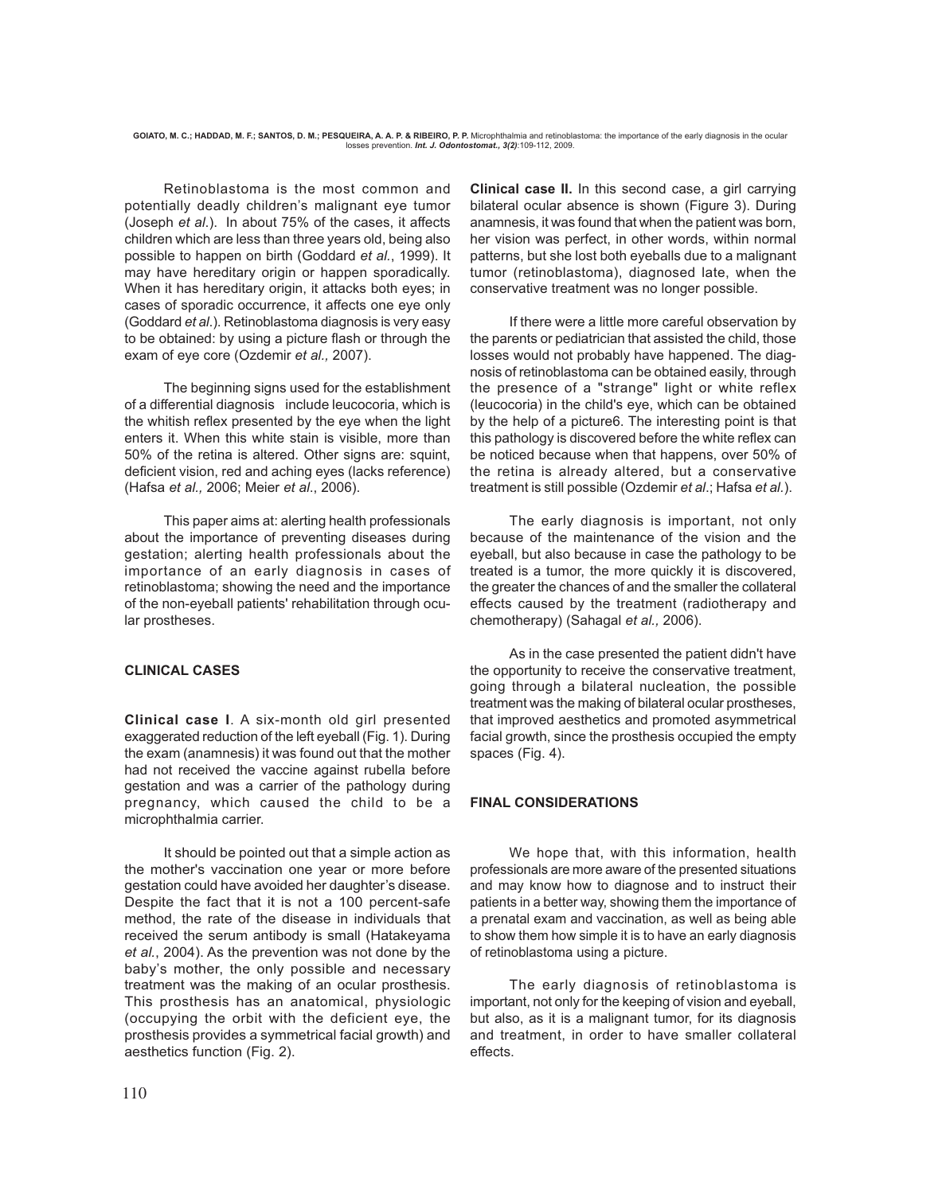Retinoblastoma is the most common and potentially deadly children's malignant eye tumor (Joseph *et al*.). In about 75% of the cases, it affects children which are less than three years old, being also possible to happen on birth (Goddard *et al.*, 1999). It may have hereditary origin or happen sporadically. When it has hereditary origin, it attacks both eyes; in cases of sporadic occurrence, it affects one eye only (Goddard *et al*.). Retinoblastoma diagnosis is very easy to be obtained: by using a picture flash or through the exam of eye core (Ozdemir *et al.,* 2007).

The beginning signs used for the establishment of a differential diagnosis include leucocoria, which is the whitish reflex presented by the eye when the light enters it. When this white stain is visible, more than 50% of the retina is altered. Other signs are: squint, deficient vision, red and aching eyes (lacks reference) (Hafsa *et al.,* 2006; Meier *et al*., 2006).

This paper aims at: alerting health professionals about the importance of preventing diseases during gestation; alerting health professionals about the importance of an early diagnosis in cases of retinoblastoma; showing the need and the importance of the non-eyeball patients' rehabilitation through ocular prostheses.

## CLINICAL CASES

**Clinical case I**. A six-month old girl presented exaggerated reduction of the left eyeball (Fig. 1). During the exam (anamnesis) it was found out that the mother had not received the vaccine against rubella before gestation and was a carrier of the pathology during pregnancy, which caused the child to be a microphthalmia carrier.

It should be pointed out that a simple action as the mother's vaccination one year or more before gestation could have avoided her daughter's disease. Despite the fact that it is not a 100 percent-safe method, the rate of the disease in individuals that received the serum antibody is small (Hatakeyama *et al.*, 2004). As the prevention was not done by the baby's mother, the only possible and necessary treatment was the making of an ocular prosthesis. This prosthesis has an anatomical, physiologic (occupying the orbit with the deficient eye, the prosthesis provides a symmetrical facial growth) and aesthetics function (Fig. 2).

**Clinical case II.** In this second case, a girl carrying bilateral ocular absence is shown (Figure 3). During anamnesis, it was found that when the patient was born, her vision was perfect, in other words, within normal patterns, but she lost both eyeballs due to a malignant tumor (retinoblastoma), diagnosed late, when the conservative treatment was no longer possible.

If there were a little more careful observation by the parents or pediatrician that assisted the child, those losses would not probably have happened. The diagnosis of retinoblastoma can be obtained easily, through the presence of a "strange" light or white reflex (leucocoria) in the child's eye, which can be obtained by the help of a picture6. The interesting point is that this pathology is discovered before the white reflex can be noticed because when that happens, over 50% of the retina is already altered, but a conservative treatment is still possible (Ozdemir *et al*.; Hafsa *et al.*).

The early diagnosis is important, not only because of the maintenance of the vision and the eyeball, but also because in case the pathology to be treated is a tumor, the more quickly it is discovered, the greater the chances of and the smaller the collateral effects caused by the treatment (radiotherapy and chemotherapy) (Sahagal *et al.,* 2006).

As in the case presented the patient didn't have the opportunity to receive the conservative treatment, going through a bilateral nucleation, the possible treatment was the making of bilateral ocular prostheses, that improved aesthetics and promoted asymmetrical facial growth, since the prosthesis occupied the empty spaces (Fig. 4).

## FINAL CONSIDERATIONS

We hope that, with this information, health professionals are more aware of the presented situations and may know how to diagnose and to instruct their patients in a better way, showing them the importance of a prenatal exam and vaccination, as well as being able to show them how simple it is to have an early diagnosis of retinoblastoma using a picture.

The early diagnosis of retinoblastoma is important, not only for the keeping of vision and eyeball, but also, as it is a malignant tumor, for its diagnosis and treatment, in order to have smaller collateral effects.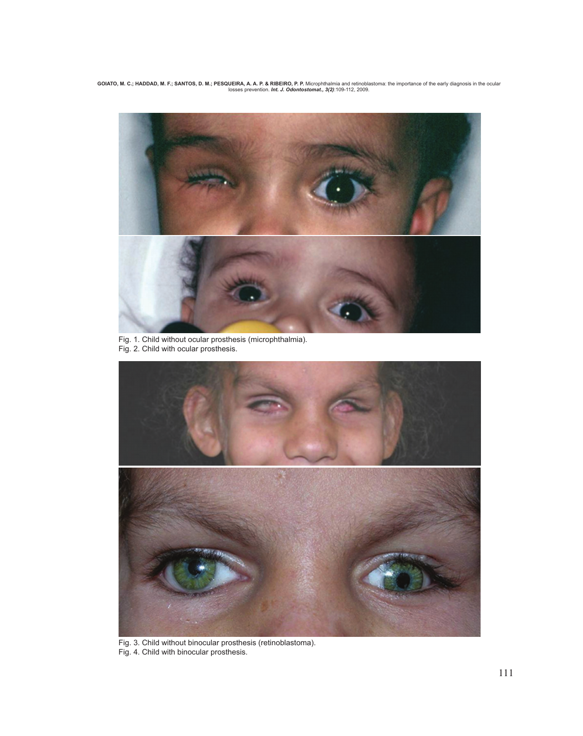Fig. 1. Child without ocular prosthesis (microphthalmia).
Fig. 2. Child with ocular prosthesis.

Fig. 3. Child without binocular prosthesis (retinoblastoma).
Fig. 4. Child with binocular prosthesis.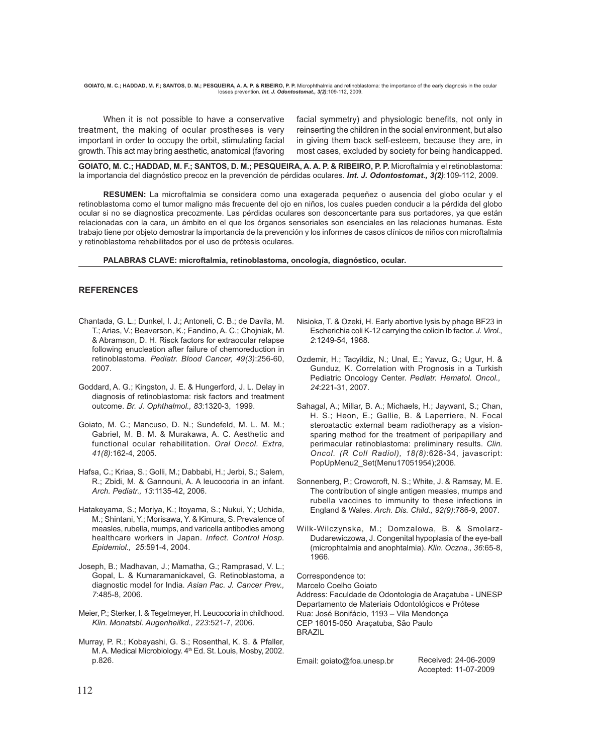When it is not possible to have a conservative treatment, the making of ocular prostheses is very important in order to occupy the orbit, stimulating facial growth. This act may bring aesthetic, anatomical (favoring facial symmetry) and physiologic benefits, not only in reinserting the children in the social environment, but also in giving them back self-esteem, because they are, in most cases, excluded by society for being handicapped.

---

**GOIATO, M. C.; HADDAD, M. F.; SANTOS, D. M.; PESQUEIRA, A. A. P. & RIBEIRO, P. P.** Microftalmia y el retinoblastoma: la importancia del diagnóstico precoz en la prevención de pérdidas oculares. ***Int. J. Odontostomat., 3(2)***:109-112, 2009.

**RESUMEN:** La microftalmia se considera como una exagerada pequeñez o ausencia del globo ocular y el retinoblastoma como el tumor maligno más frecuente del ojo en niños, los cuales pueden conducir a la pérdida del globo ocular si no se diagnostica precozmente. Las pérdidas oculares son desconcertante para sus portadores, ya que están relacionadas con la cara, un ámbito en el que los órganos sensoriales son esenciales en las relaciones humanas. Este trabajo tiene por objeto demostrar la importancia de la prevención y los informes de casos clínicos de niños con microftalmia y retinoblastoma rehabilitados por el uso de prótesis oculares.

**PALABRAS CLAVE: microftalmia, retinoblastoma, oncología, diagnóstico, ocular.**

---

## REFERENCES

Chantada, G. L.; Dunkel, I. J.; Antoneli, C. B.; de Davila, M. T.; Arias, V.; Beaverson, K.; Fandino, A. C.; Chojniak, M. & Abramson, D. H. Risck factors for extraocular relapse following enucleation after failure of chemoreduction in retinoblastoma. *Pediatr. Blood Cancer, 49(3)*:256-60, 2007.

Goddard, A. G.; Kingston, J. E. & Hungerford, J. L. Delay in diagnosis of retinoblastoma: risk factors and treatment outcome. *Br. J. Ophthalmol., 83*:1320-3, 1999.

Goiato, M. C.; Mancuso, D. N.; Sundefeld, M. L. M. M.; Gabriel, M. B. M. & Murakawa, A. C. Aesthetic and functional ocular rehabilitation. *Oral Oncol. Extra, 41(8)*:162-4, 2005.

Hafsa, C.; Kriaa, S.; Golli, M.; Dabbabi, H.; Jerbi, S.; Salem, R.; Zbidi, M. & Gannouni, A. A leucocoria in an infant. *Arch. Pediatr., 13*:1135-42, 2006.

Hatakeyama, S.; Moriya, K.; Itoyama, S.; Nukui, Y.; Uchida, M.; Shintani, Y.; Morisawa, Y. & Kimura, S. Prevalence of measles, rubella, mumps, and varicella antibodies among healthcare workers in Japan. *Infect. Control Hosp. Epidemiol., 25*:591-4, 2004.

Joseph, B.; Madhavan, J.; Mamatha, G.; Ramprasad, V. L.; Gopal, L. & Kumaramanickavel, G. Retinoblastoma, a diagnostic model for India. *Asian Pac. J. Cancer Prev., 7*:485-8, 2006.

Meier, P.; Sterker, I. & Tegetmeyer, H. Leucocoria in childhood. *Klin. Monatsbl. Augenheilkd., 223*:521-7, 2006.

Murray, P. R.; Kobayashi, G. S.; Rosenthal, K. S. & Pfaller, M. A. Medical Microbiology. 4th Ed. St. Louis, Mosby, 2002. p.826.

Nisioka, T. & Ozeki, H. Early abortive lysis by phage BF23 in Escherichia coli K-12 carrying the colicin Ib factor. *J. Virol., 2*:1249-54, 1968.

Ozdemir, H.; Tacyildiz, N.; Unal, E.; Yavuz, G.; Ugur, H. & Gunduz, K. Correlation with Prognosis in a Turkish Pediatric Oncology Center. *Pediatr. Hematol. Oncol., 24*:221-31, 2007.

Sahagal, A.; Millar, B. A.; Michaels, H.; Jaywant, S.; Chan, H. S.; Heon, E.; Gallie, B. & Laperriere, N. Focal steroatactic external beam radiotherapy as a vision-sparing method for the treatment of peripapillary and perimacular retinoblastoma: preliminary results. *Clin. Oncol. (R Coll Radiol), 18(8)*:628-34, javascript: PopUpMenu2_Set(Menu17051954);2006.

Sonnenberg, P.; Crowcroft, N. S.; White, J. & Ramsay, M. E. The contribution of single antigen measles, mumps and rubella vaccines to immunity to these infections in England & Wales. *Arch. Dis. Child., 92(9)*:786-9, 2007.

Wilk-Wilczynska, M.; Domzalowa, B. & Smolarz-Dudarewiczowa, J. Congenital hypoplasia of the eye-ball (microphtalmia and anophtalmia). *Klin. Oczna., 36*:65-8, 1966.

Correspondence to:
Marcelo Coelho Goiato
Address: Faculdade de Odontologia de Araçatuba - UNESP
Departamento de Materiais Odontológicos e Prótese
Rua: José Bonifácio, 1193 – Vila Mendonça
CEP 16015-050 Araçatuba, São Paulo
BRAZIL

Email: goiato@foa.unesp.br

Received: 24-06-2009
Accepted: 11-07-2009